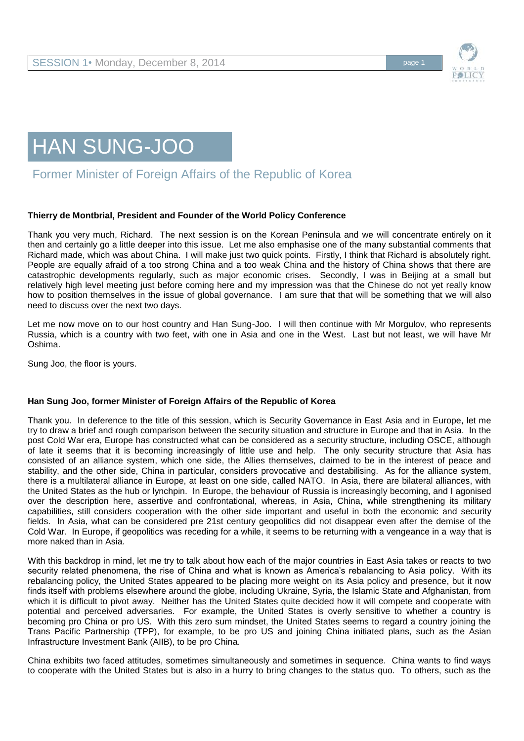# HAN SUNG-JOO

## Former Minister of Foreign Affairs of the Republic of Korea

**Thierry de Montbrial, President and Founder of the World Policy Conference**

Thank you very much, Richard. The next session is on the Korean Peninsula and we will concentrate entirely on it then and certainly go a little deeper into this issue. Let me also emphasise one of the many substantial comments that Richard made, which was about China. I will make just two quick points. Firstly, I think that Richard is absolutely right. People are equally afraid of a too strong China and a too weak China and the history of China shows that there are catastrophic developments regularly, such as major economic crises. Secondly, I was in Beijing at a small but relatively high level meeting just before coming here and my impression was that the Chinese do not yet really know how to position themselves in the issue of global governance. I am sure that that will be something that we will also need to discuss over the next two days.

Let me now move on to our host country and Han Sung-Joo. I will then continue with Mr Morgulov, who represents Russia, which is a country with two feet, with one in Asia and one in the West. Last but not least, we will have Mr Oshima.

Sung Joo, the floor is yours.

**Han Sung Joo, former Minister of Foreign Affairs of the Republic of Korea**

Thank you. In deference to the title of this session, which is Security Governance in East Asia and in Europe, let me try to draw a brief and rough comparison between the security situation and structure in Europe and that in Asia. In the post Cold War era, Europe has constructed what can be considered as a security structure, including OSCE, although of late it seems that it is becoming increasingly of little use and help. The only security structure that Asia has consisted of an alliance system, which one side, the Allies themselves, claimed to be in the interest of peace and stability, and the other side, China in particular, considers provocative and destabilising. As for the alliance system, there is a multilateral alliance in Europe, at least on one side, called NATO. In Asia, there are bilateral alliances, with the United States as the hub or lynchpin. In Europe, the behaviour of Russia is increasingly becoming, and I agonised over the description here, assertive and confrontational, whereas, in Asia, China, while strengthening its military capabilities, still considers cooperation with the other side important and useful in both the economic and security fields. In Asia, what can be considered pre 21st century geopolitics did not disappear even after the demise of the Cold War. In Europe, if geopolitics was receding for a while, it seems to be returning with a vengeance in a way that is more naked than in Asia.

With this backdrop in mind, let me try to talk about how each of the major countries in East Asia takes or reacts to two security related phenomena, the rise of China and what is known as America's rebalancing to Asia policy. With its rebalancing policy, the United States appeared to be placing more weight on its Asia policy and presence, but it now finds itself with problems elsewhere around the globe, including Ukraine, Syria, the Islamic State and Afghanistan, from which it is difficult to pivot away. Neither has the United States quite decided how it will compete and cooperate with potential and perceived adversaries. For example, the United States is overly sensitive to whether a country is becoming pro China or pro US. With this zero sum mindset, the United States seems to regard a country joining the Trans Pacific Partnership (TPP), for example, to be pro US and joining China initiated plans, such as the Asian Infrastructure Investment Bank (AIIB), to be pro China.

China exhibits two faced attitudes, sometimes simultaneously and sometimes in sequence. China wants to find ways to cooperate with the United States but is also in a hurry to bring changes to the status quo. To others, such as the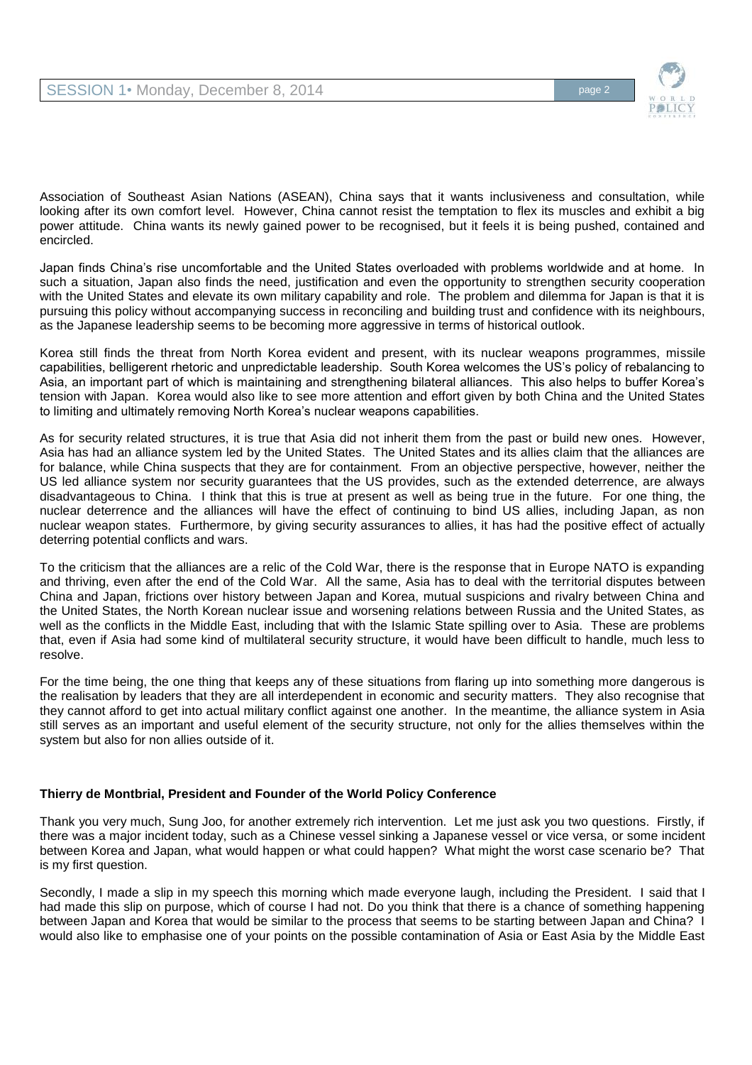Association of Southeast Asian Nations (ASEAN), China says that it wants inclusiveness and consultation, while looking after its own comfort level. However, China cannot resist the temptation to flex its muscles and exhibit a big power attitude. China wants its newly gained power to be recognised, but it feels it is being pushed, contained and encircled.

Japan finds China's rise uncomfortable and the United States overloaded with problems worldwide and at home. In such a situation, Japan also finds the need, justification and even the opportunity to strengthen security cooperation with the United States and elevate its own military capability and role. The problem and dilemma for Japan is that it is pursuing this policy without accompanying success in reconciling and building trust and confidence with its neighbours, as the Japanese leadership seems to be becoming more aggressive in terms of historical outlook.

Korea still finds the threat from North Korea evident and present, with its nuclear weapons programmes, missile capabilities, belligerent rhetoric and unpredictable leadership. South Korea welcomes the US's policy of rebalancing to Asia, an important part of which is maintaining and strengthening bilateral alliances. This also helps to buffer Korea's tension with Japan. Korea would also like to see more attention and effort given by both China and the United States to limiting and ultimately removing North Korea's nuclear weapons capabilities.

As for security related structures, it is true that Asia did not inherit them from the past or build new ones. However, Asia has had an alliance system led by the United States. The United States and its allies claim that the alliances are for balance, while China suspects that they are for containment. From an objective perspective, however, neither the US led alliance system nor security guarantees that the US provides, such as the extended deterrence, are always disadvantageous to China. I think that this is true at present as well as being true in the future. For one thing, the nuclear deterrence and the alliances will have the effect of continuing to bind US allies, including Japan, as non nuclear weapon states. Furthermore, by giving security assurances to allies, it has had the positive effect of actually deterring potential conflicts and wars.

To the criticism that the alliances are a relic of the Cold War, there is the response that in Europe NATO is expanding and thriving, even after the end of the Cold War. All the same, Asia has to deal with the territorial disputes between China and Japan, frictions over history between Japan and Korea, mutual suspicions and rivalry between China and the United States, the North Korean nuclear issue and worsening relations between Russia and the United States, as well as the conflicts in the Middle East, including that with the Islamic State spilling over to Asia. These are problems that, even if Asia had some kind of multilateral security structure, it would have been difficult to handle, much less to resolve.

For the time being, the one thing that keeps any of these situations from flaring up into something more dangerous is the realisation by leaders that they are all interdependent in economic and security matters. They also recognise that they cannot afford to get into actual military conflict against one another. In the meantime, the alliance system in Asia still serves as an important and useful element of the security structure, not only for the allies themselves within the system but also for non allies outside of it.

**Thierry de Montbrial, President and Founder of the World Policy Conference**

Thank you very much, Sung Joo, for another extremely rich intervention. Let me just ask you two questions. Firstly, if there was a major incident today, such as a Chinese vessel sinking a Japanese vessel or vice versa, or some incident between Korea and Japan, what would happen or what could happen? What might the worst case scenario be? That is my first question.

Secondly, I made a slip in my speech this morning which made everyone laugh, including the President. I said that I had made this slip on purpose, which of course I had not. Do you think that there is a chance of something happening between Japan and Korea that would be similar to the process that seems to be starting between Japan and China? I would also like to emphasise one of your points on the possible contamination of Asia or East Asia by the Middle East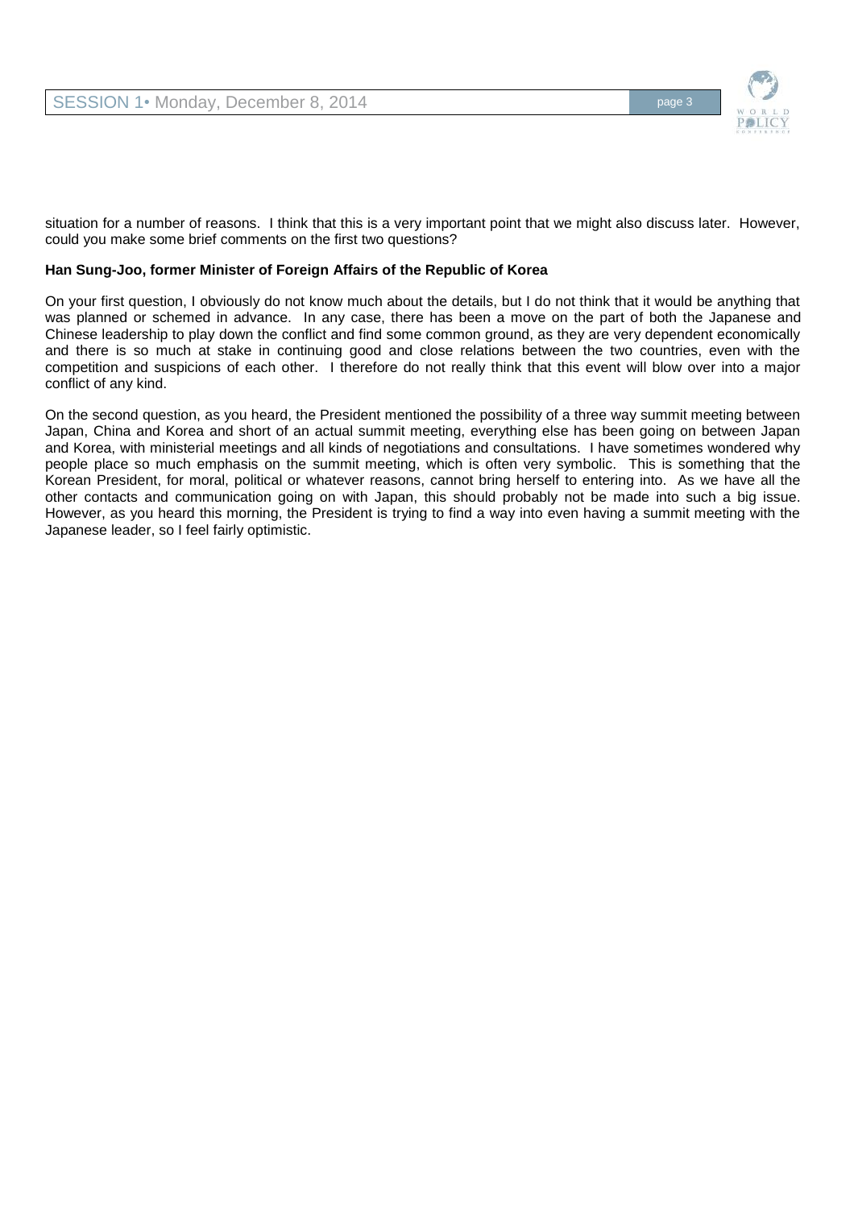situation for a number of reasons. I think that this is a very important point that we might also discuss later. However, could you make some brief comments on the first two questions?

**Han Sung-Joo, former Minister of Foreign Affairs of the Republic of Korea**

On your first question, I obviously do not know much about the details, but I do not think that it would be anything that was planned or schemed in advance. In any case, there has been a move on the part of both the Japanese and Chinese leadership to play down the conflict and find some common ground, as they are very dependent economically and there is so much at stake in continuing good and close relations between the two countries, even with the competition and suspicions of each other. I therefore do not really think that this event will blow over into a major conflict of any kind.

On the second question, as you heard, the President mentioned the possibility of a three way summit meeting between Japan, China and Korea and short of an actual summit meeting, everything else has been going on between Japan and Korea, with ministerial meetings and all kinds of negotiations and consultations. I have sometimes wondered why people place so much emphasis on the summit meeting, which is often very symbolic. This is something that the Korean President, for moral, political or whatever reasons, cannot bring herself to entering into. As we have all the other contacts and communication going on with Japan, this should probably not be made into such a big issue. However, as you heard this morning, the President is trying to find a way into even having a summit meeting with the Japanese leader, so I feel fairly optimistic.